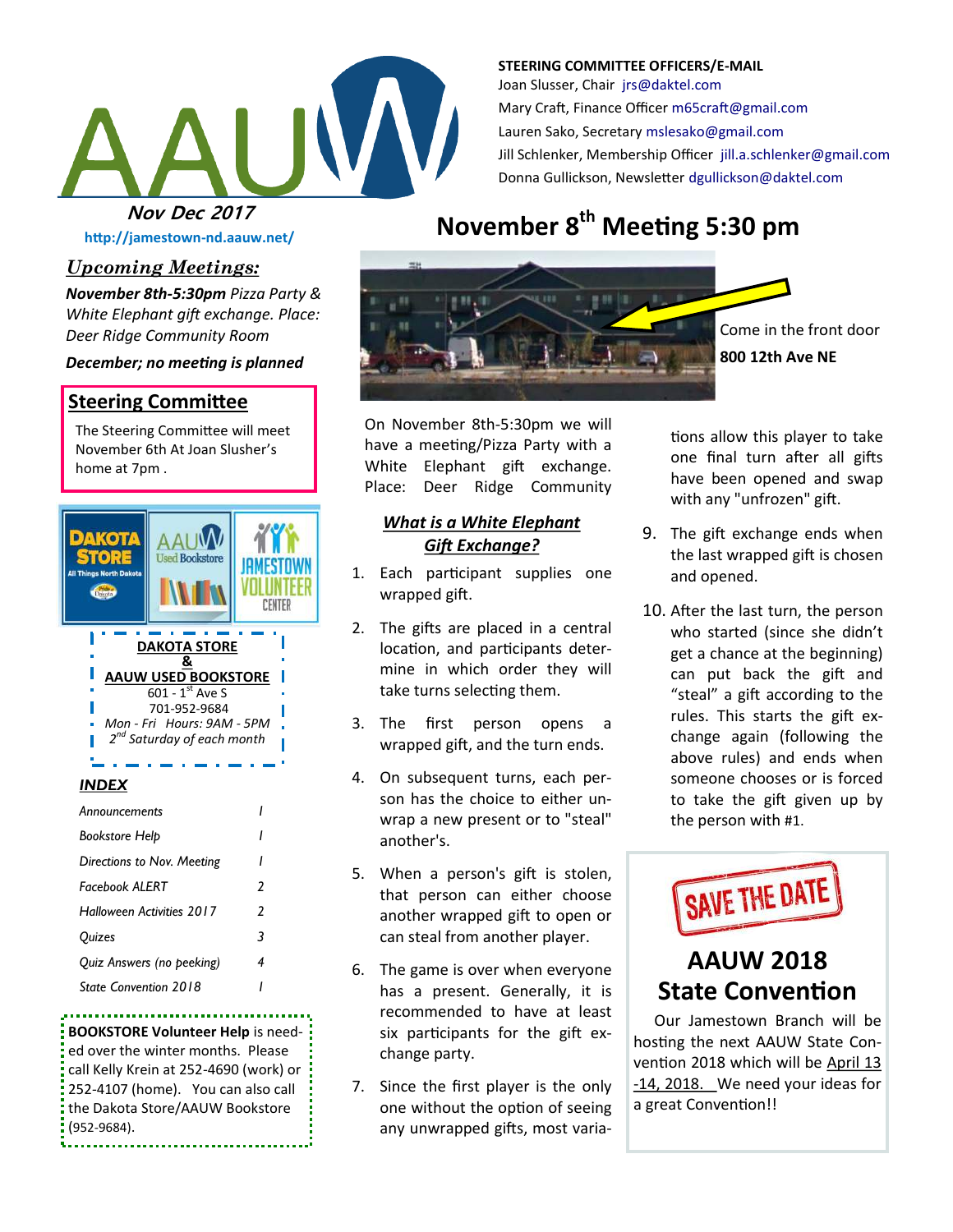AAUW

**Nov Dec 2017**

http://jamestown-nd.aauw.net/

**STEERING COMMITTEE OFFICERS/E-MAIL**

Joan Slusser, Chair jrs@daktel.com
Mary Craft, Finance Officer m65craft@gmail.com
Lauren Sako, Secretary mslesako@gmail.com
Jill Schlenker, Membership Officer jill.a.schlenker@gmail.com
Donna Gullickson, Newsletter dgullickson@daktel.com

## *Upcoming Meetings:*

***November 8th-5:30pm*** *Pizza Party & White Elephant gift exchange. Place: Deer Ridge Community Room*

***December; no meeting is planned***

## Steering Committee

The Steering Committee will meet November 6th At Joan Slusher's home at 7pm .

DAKOTA STORE — All Things North Dakota | AAUW Used Bookstore | JAMESTOWN VOLUNTEER CENTER

**DAKOTA STORE**
**&**
**AAUW USED BOOKSTORE**
601 - 1st Ave S
701-952-9684
*Mon - Fri Hours: 9AM - 5PM*
*2nd Saturday of each month*

## *INDEX*

| | |
|---|---|
| *Announcements* | *1* |
| *Bookstore Help* | *1* |
| *Directions to Nov. Meeting* | *1* |
| *Facebook ALERT* | *2* |
| *Halloween Activities 2017* | *2* |
| *Quizes* | *3* |
| *Quiz Answers (no peeking)* | *4* |
| *State Convention 2018* | *1* |

**BOOKSTORE Volunteer Help** is needed over the winter months. Please call Kelly Krein at 252-4690 (work) or 252-4107 (home). You can also call the Dakota Store/AAUW Bookstore (952-9684).

# November 8th Meeting 5:30 pm

Come in the front door

**800 12th Ave NE**

On November 8th-5:30pm we will have a meeting/Pizza Party with a White Elephant gift exchange. Place: Deer Ridge Community

### *What is a White Elephant Gift Exchange?*

1. Each participant supplies one wrapped gift.
2. The gifts are placed in a central location, and participants determine in which order they will take turns selecting them.
3. The first person opens a wrapped gift, and the turn ends.
4. On subsequent turns, each person has the choice to either unwrap a new present or to "steal" another's.
5. When a person's gift is stolen, that person can either choose another wrapped gift to open or can steal from another player.
6. The game is over when everyone has a present. Generally, it is recommended to have at least six participants for the gift exchange party.
7. Since the first player is the only one without the option of seeing any unwrapped gifts, most variations allow this player to take one final turn after all gifts have been opened and swap with any "unfrozen" gift.
9. The gift exchange ends when the last wrapped gift is chosen and opened.
10. After the last turn, the person who started (since she didn't get a chance at the beginning) can put back the gift and "steal" a gift according to the rules. This starts the gift exchange again (following the above rules) and ends when someone chooses or is forced to take the gift given up by the person with #1.

SAVE THE DATE

## AAUW 2018 State Convention

Our Jamestown Branch will be hosting the next AAUW State Convention 2018 which will be April 13 -14, 2018. We need your ideas for a great Convention!!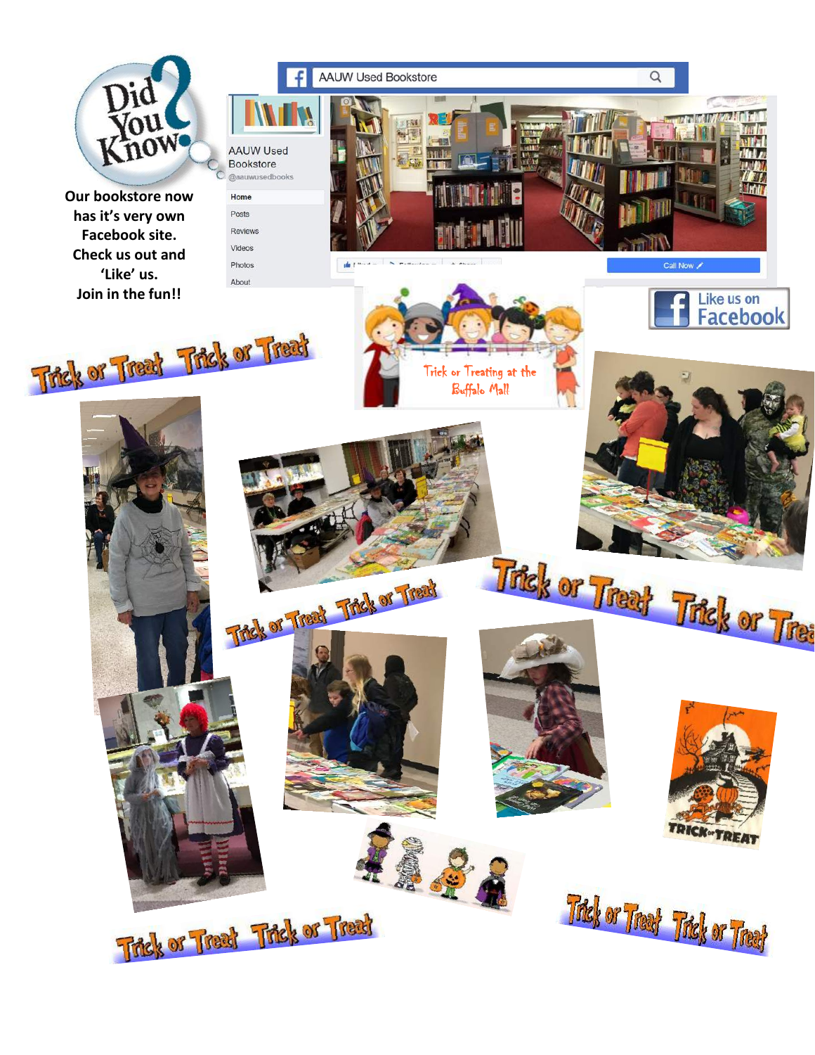Our bookstore now has it's very own Facebook site.
Check us out and 'Like' us.
Join in the fun!!

Trick or Treating at the Buffalo Mall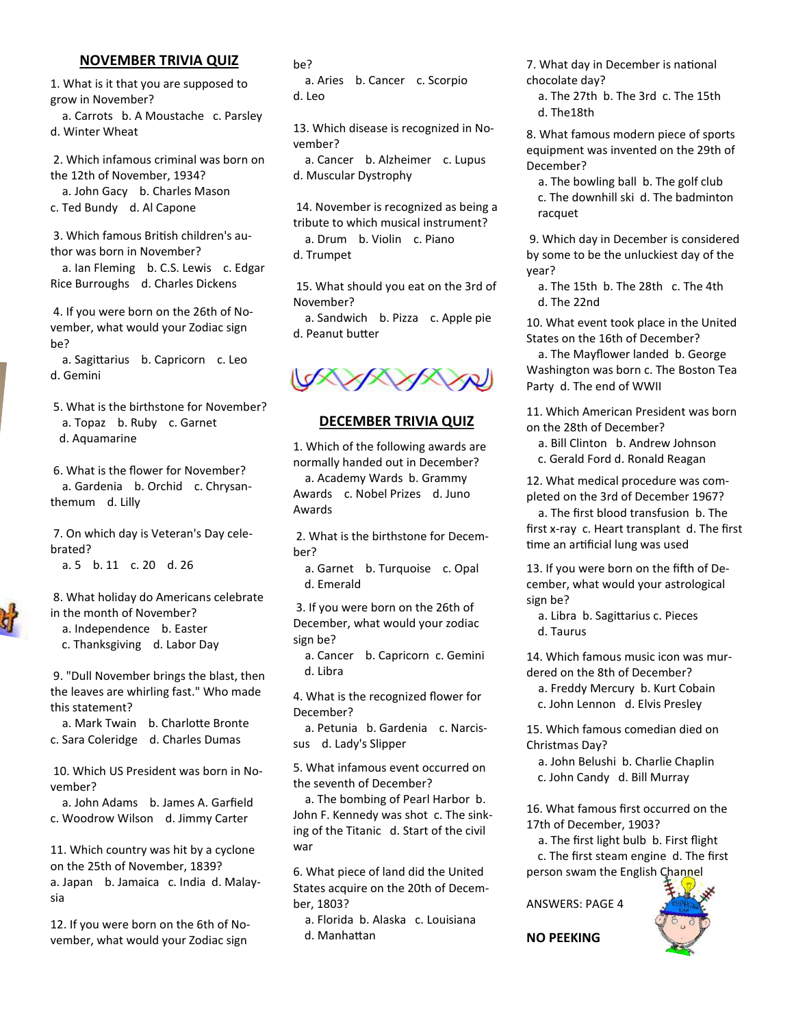## NOVEMBER TRIVIA QUIZ

1. What is it that you are supposed to grow in November?
   a. Carrots b. A Moustache c. Parsley d. Winter Wheat

2. Which infamous criminal was born on the 12th of November, 1934?
   a. John Gacy b. Charles Mason c. Ted Bundy d. Al Capone

3. Which famous British children's author was born in November?
   a. Ian Fleming b. C.S. Lewis c. Edgar Rice Burroughs d. Charles Dickens

4. If you were born on the 26th of November, what would your Zodiac sign be?
   a. Sagittarius b. Capricorn c. Leo d. Gemini

5. What is the birthstone for November?
   a. Topaz b. Ruby c. Garnet d. Aquamarine

6. What is the flower for November?
   a. Gardenia b. Orchid c. Chrysanthemum d. Lilly

7. On which day is Veteran's Day celebrated?
   a. 5 b. 11 c. 20 d. 26

8. What holiday do Americans celebrate in the month of November?
   a. Independence b. Easter c. Thanksgiving d. Labor Day

9. "Dull November brings the blast, then the leaves are whirling fast." Who made this statement?
   a. Mark Twain b. Charlotte Bronte c. Sara Coleridge d. Charles Dumas

10. Which US President was born in November?
    a. John Adams b. James A. Garfield c. Woodrow Wilson d. Jimmy Carter

11. Which country was hit by a cyclone on the 25th of November, 1839?
    a. Japan b. Jamaica c. India d. Malaysia

12. If you were born on the 6th of November, what would your Zodiac sign be?
    a. Aries b. Cancer c. Scorpio d. Leo

13. Which disease is recognized in November?
    a. Cancer b. Alzheimer c. Lupus d. Muscular Dystrophy

14. November is recognized as being a tribute to which musical instrument?
    a. Drum b. Violin c. Piano d. Trumpet

15. What should you eat on the 3rd of November?
    a. Sandwich b. Pizza c. Apple pie d. Peanut butter

## DECEMBER TRIVIA QUIZ

1. Which of the following awards are normally handed out in December?
   a. Academy Wards b. Grammy Awards c. Nobel Prizes d. Juno Awards

2. What is the birthstone for December?
   a. Garnet b. Turquoise c. Opal d. Emerald

3. If you were born on the 26th of December, what would your zodiac sign be?
   a. Cancer b. Capricorn c. Gemini d. Libra

4. What is the recognized flower for December?
   a. Petunia b. Gardenia c. Narcissus d. Lady's Slipper

5. What infamous event occurred on the seventh of December?
   a. The bombing of Pearl Harbor b. John F. Kennedy was shot c. The sinking of the Titanic d. Start of the civil war

6. What piece of land did the United States acquire on the 20th of December, 1803?
   a. Florida b. Alaska c. Louisiana d. Manhattan

7. What day in December is national chocolate day?
   a. The 27th b. The 3rd c. The 15th d. The18th

8. What famous modern piece of sports equipment was invented on the 29th of December?
   a. The bowling ball b. The golf club c. The downhill ski d. The badminton racquet

9. Which day in December is considered by some to be the unluckiest day of the year?
   a. The 15th b. The 28th c. The 4th d. The 22nd

10. What event took place in the United States on the 16th of December?
    a. The Mayflower landed b. George Washington was born c. The Boston Tea Party d. The end of WWII

11. Which American President was born on the 28th of December?
    a. Bill Clinton b. Andrew Johnson c. Gerald Ford d. Ronald Reagan

12. What medical procedure was completed on the 3rd of December 1967?
    a. The first blood transfusion b. The first x-ray c. Heart transplant d. The first time an artificial lung was used

13. If you were born on the fifth of December, what would your astrological sign be?
    a. Libra b. Sagittarius c. Pieces d. Taurus

14. Which famous music icon was murdered on the 8th of December?
    a. Freddy Mercury b. Kurt Cobain c. John Lennon d. Elvis Presley

15. Which famous comedian died on Christmas Day?
    a. John Belushi b. Charlie Chaplin c. John Candy d. Bill Murray

16. What famous first occurred on the 17th of December, 1903?
    a. The first light bulb b. First flight c. The first steam engine d. The first person swam the English Channel

ANSWERS: PAGE 4

**NO PEEKING**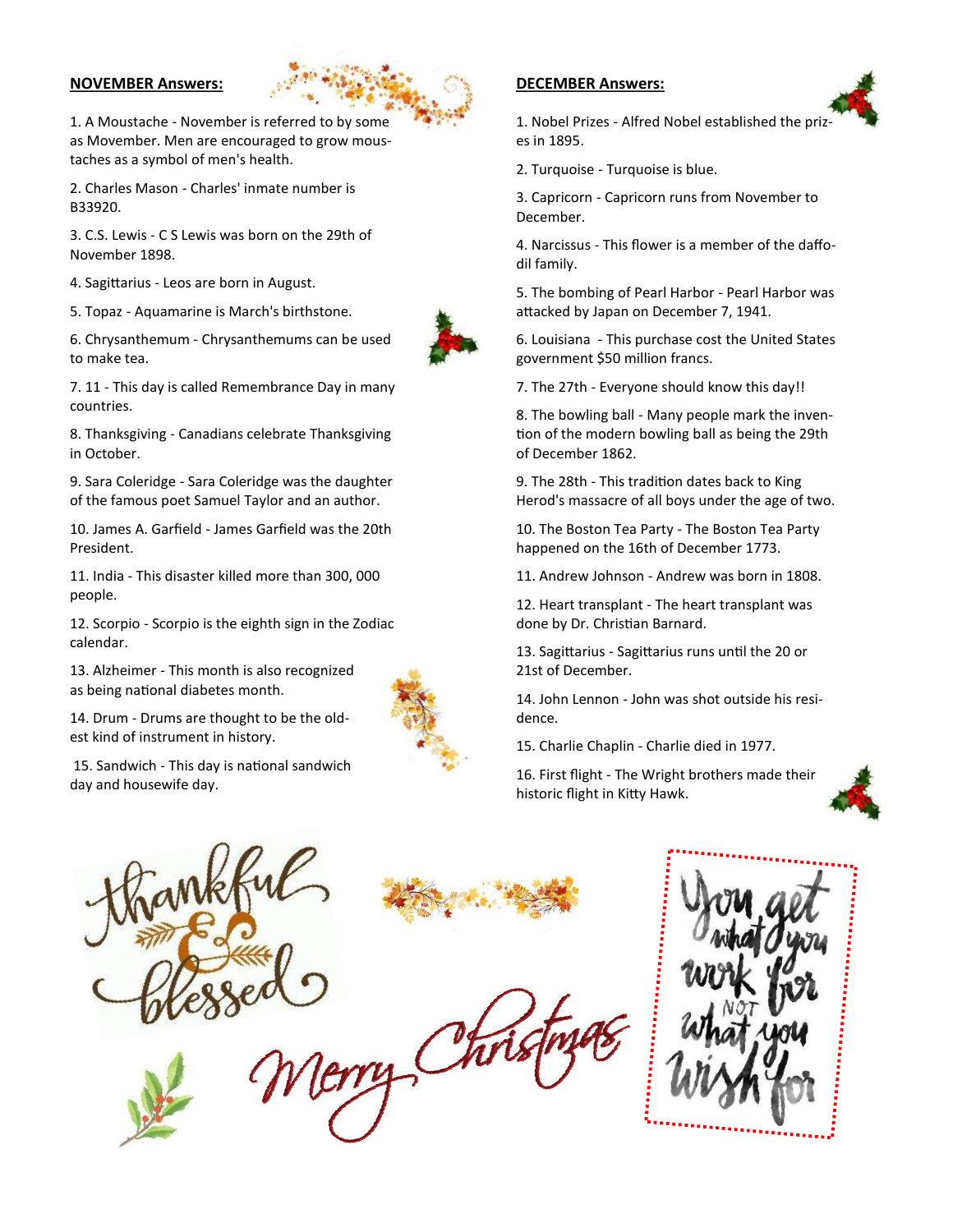## NOVEMBER Answers:

1. A Moustache - November is referred to by some as Movember. Men are encouraged to grow moustaches as a symbol of men's health.

2. Charles Mason - Charles' inmate number is B33920.

3. C.S. Lewis - C S Lewis was born on the 29th of November 1898.

4. Sagittarius - Leos are born in August.

5. Topaz - Aquamarine is March's birthstone.

6. Chrysanthemum - Chrysanthemums can be used to make tea.

7. 11 - This day is called Remembrance Day in many countries.

8. Thanksgiving - Canadians celebrate Thanksgiving in October.

9. Sara Coleridge - Sara Coleridge was the daughter of the famous poet Samuel Taylor and an author.

10. James A. Garfield - James Garfield was the 20th President.

11. India - This disaster killed more than 300, 000 people.

12. Scorpio - Scorpio is the eighth sign in the Zodiac calendar.

13. Alzheimer - This month is also recognized as being national diabetes month.

14. Drum - Drums are thought to be the oldest kind of instrument in history.

15. Sandwich - This day is national sandwich day and housewife day.

## DECEMBER Answers:

1. Nobel Prizes - Alfred Nobel established the prizes in 1895.

2. Turquoise - Turquoise is blue.

3. Capricorn - Capricorn runs from November to December.

4. Narcissus - This flower is a member of the daffodil family.

5. The bombing of Pearl Harbor - Pearl Harbor was attacked by Japan on December 7, 1941.

6. Louisiana - This purchase cost the United States government $50 million francs.

7. The 27th - Everyone should know this day!!

8. The bowling ball - Many people mark the invention of the modern bowling ball as being the 29th of December 1862.

9. The 28th - This tradition dates back to King Herod's massacre of all boys under the age of two.

10. The Boston Tea Party - The Boston Tea Party happened on the 16th of December 1773.

11. Andrew Johnson - Andrew was born in 1808.

12. Heart transplant - The heart transplant was done by Dr. Christian Barnard.

13. Sagittarius - Sagittarius runs until the 20 or 21st of December.

14. John Lennon - John was shot outside his residence.

15. Charlie Chaplin - Charlie died in 1977.

16. First flight - The Wright brothers made their historic flight in Kitty Hawk.

thankful & blessed

Merry Christmas

You get what you work for NOT what you wish for